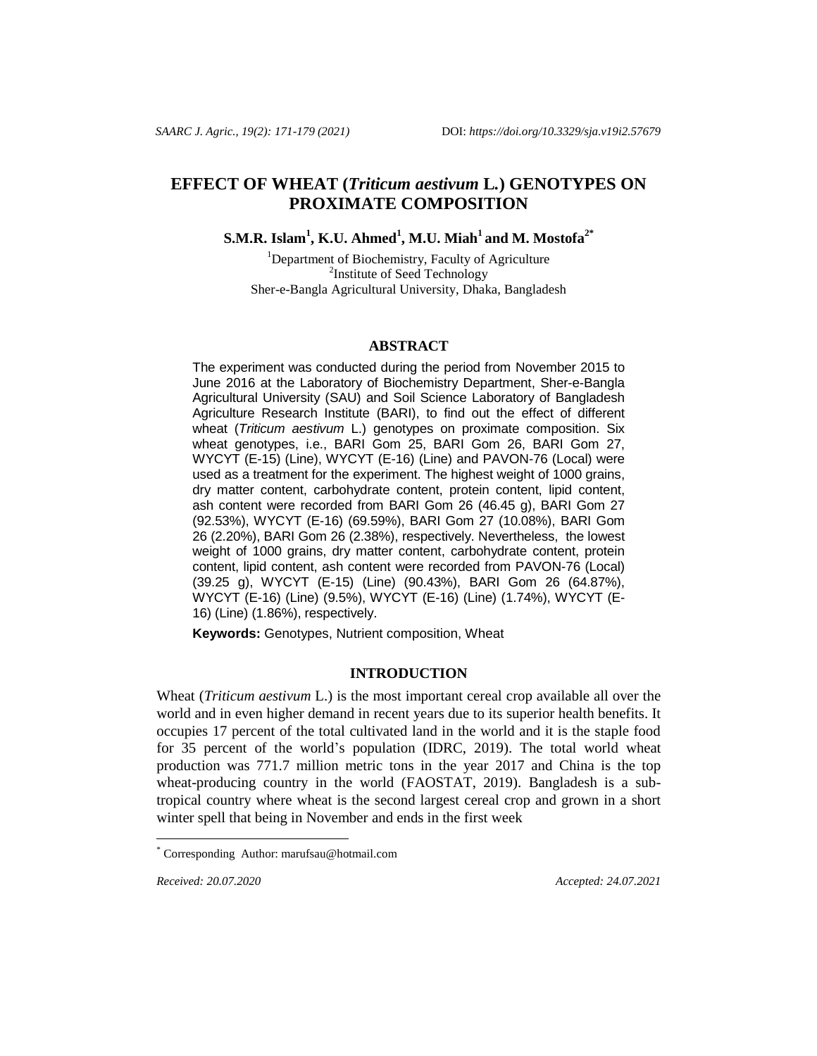# EFFECT OF WHEAT (*Triticum aestivum* L.) GENOTYPES ON PROXIMATE COMPOSITION

**S.M.R. Islam[1], K.U. Ahmed[1], M.U. Miah[1] and M. Mostofa[2*]**

[1]Department of Biochemistry, Faculty of Agriculture
[2]Institute of Seed Technology
Sher-e-Bangla Agricultural University, Dhaka, Bangladesh

## ABSTRACT

The experiment was conducted during the period from November 2015 to June 2016 at the Laboratory of Biochemistry Department, Sher-e-Bangla Agricultural University (SAU) and Soil Science Laboratory of Bangladesh Agriculture Research Institute (BARI), to find out the effect of different wheat (*Triticum aestivum* L.) genotypes on proximate composition. Six wheat genotypes, i.e., BARI Gom 25, BARI Gom 26, BARI Gom 27, WYCYT (E-15) (Line), WYCYT (E-16) (Line) and PAVON-76 (Local) were used as a treatment for the experiment. The highest weight of 1000 grains, dry matter content, carbohydrate content, protein content, lipid content, ash content were recorded from BARI Gom 26 (46.45 g), BARI Gom 27 (92.53%), WYCYT (E-16) (69.59%), BARI Gom 27 (10.08%), BARI Gom 26 (2.20%), BARI Gom 26 (2.38%), respectively. Nevertheless, the lowest weight of 1000 grains, dry matter content, carbohydrate content, protein content, lipid content, ash content were recorded from PAVON-76 (Local) (39.25 g), WYCYT (E-15) (Line) (90.43%), BARI Gom 26 (64.87%), WYCYT (E-16) (Line) (9.5%), WYCYT (E-16) (Line) (1.74%), WYCYT (E-16) (Line) (1.86%), respectively.

**Keywords:** Genotypes, Nutrient composition, Wheat

## INTRODUCTION

Wheat (*Triticum aestivum* L.) is the most important cereal crop available all over the world and in even higher demand in recent years due to its superior health benefits. It occupies 17 percent of the total cultivated land in the world and it is the staple food for 35 percent of the world's population (IDRC, 2019). The total world wheat production was 771.7 million metric tons in the year 2017 and China is the top wheat-producing country in the world (FAOSTAT, 2019). Bangladesh is a sub-tropical country where wheat is the second largest cereal crop and grown in a short winter spell that being in November and ends in the first week

---

[*] Corresponding Author: marufsau@hotmail.com

*Received: 20.07.2020* *Accepted: 24.07.2021*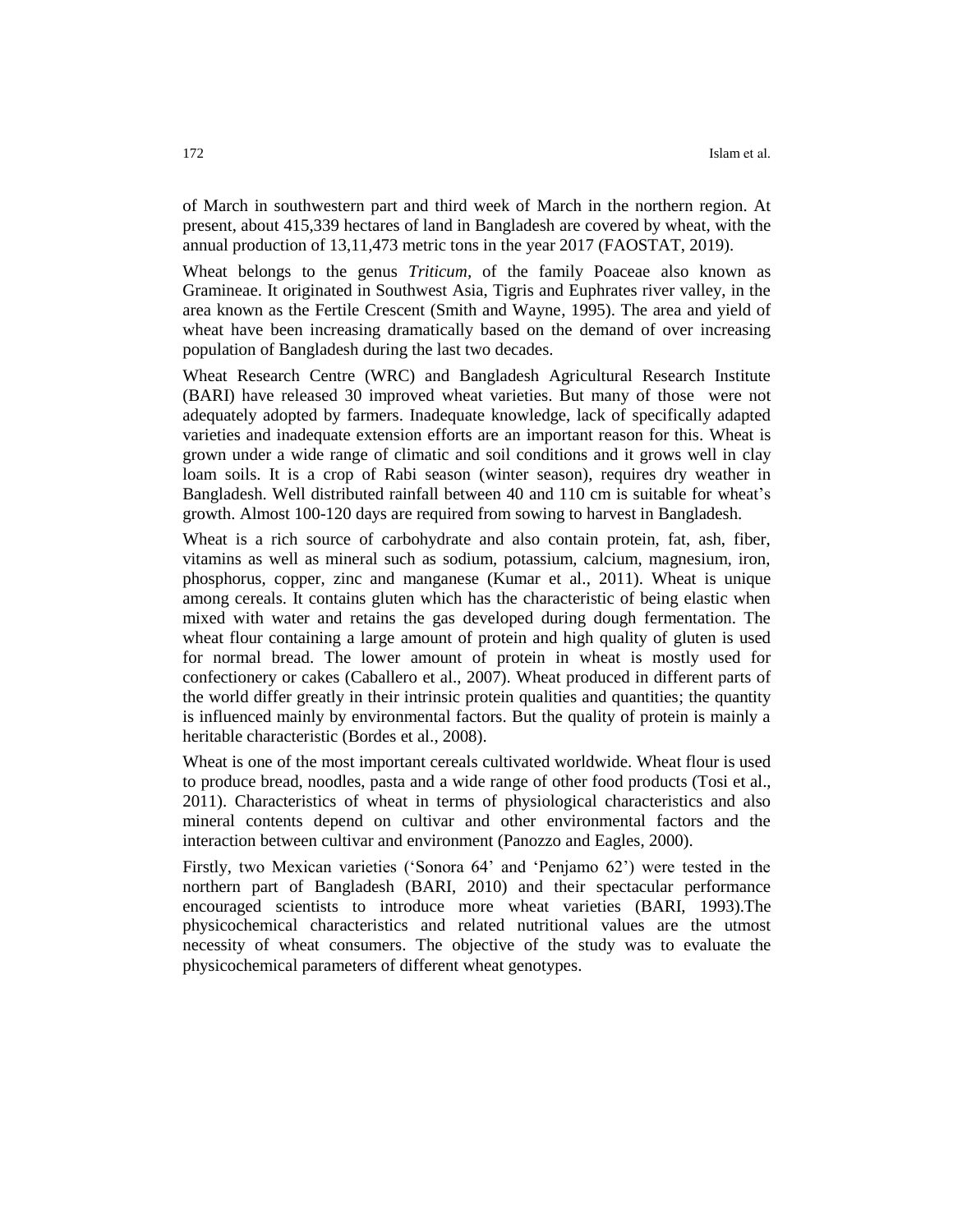of March in southwestern part and third week of March in the northern region. At present, about 415,339 hectares of land in Bangladesh are covered by wheat, with the annual production of 13,11,473 metric tons in the year 2017 (FAOSTAT, 2019).

Wheat belongs to the genus *Triticum*, of the family Poaceae also known as Gramineae. It originated in Southwest Asia, Tigris and Euphrates river valley, in the area known as the Fertile Crescent (Smith and Wayne, 1995). The area and yield of wheat have been increasing dramatically based on the demand of over increasing population of Bangladesh during the last two decades.

Wheat Research Centre (WRC) and Bangladesh Agricultural Research Institute (BARI) have released 30 improved wheat varieties. But many of those were not adequately adopted by farmers. Inadequate knowledge, lack of specifically adapted varieties and inadequate extension efforts are an important reason for this. Wheat is grown under a wide range of climatic and soil conditions and it grows well in clay loam soils. It is a crop of Rabi season (winter season), requires dry weather in Bangladesh. Well distributed rainfall between 40 and 110 cm is suitable for wheat's growth. Almost 100-120 days are required from sowing to harvest in Bangladesh.

Wheat is a rich source of carbohydrate and also contain protein, fat, ash, fiber, vitamins as well as mineral such as sodium, potassium, calcium, magnesium, iron, phosphorus, copper, zinc and manganese (Kumar et al., 2011). Wheat is unique among cereals. It contains gluten which has the characteristic of being elastic when mixed with water and retains the gas developed during dough fermentation. The wheat flour containing a large amount of protein and high quality of gluten is used for normal bread. The lower amount of protein in wheat is mostly used for confectionery or cakes (Caballero et al., 2007). Wheat produced in different parts of the world differ greatly in their intrinsic protein qualities and quantities; the quantity is influenced mainly by environmental factors. But the quality of protein is mainly a heritable characteristic (Bordes et al., 2008).

Wheat is one of the most important cereals cultivated worldwide. Wheat flour is used to produce bread, noodles, pasta and a wide range of other food products (Tosi et al., 2011). Characteristics of wheat in terms of physiological characteristics and also mineral contents depend on cultivar and other environmental factors and the interaction between cultivar and environment (Panozzo and Eagles, 2000).

Firstly, two Mexican varieties ('Sonora 64' and 'Penjamo 62') were tested in the northern part of Bangladesh (BARI, 2010) and their spectacular performance encouraged scientists to introduce more wheat varieties (BARI, 1993).The physicochemical characteristics and related nutritional values are the utmost necessity of wheat consumers. The objective of the study was to evaluate the physicochemical parameters of different wheat genotypes.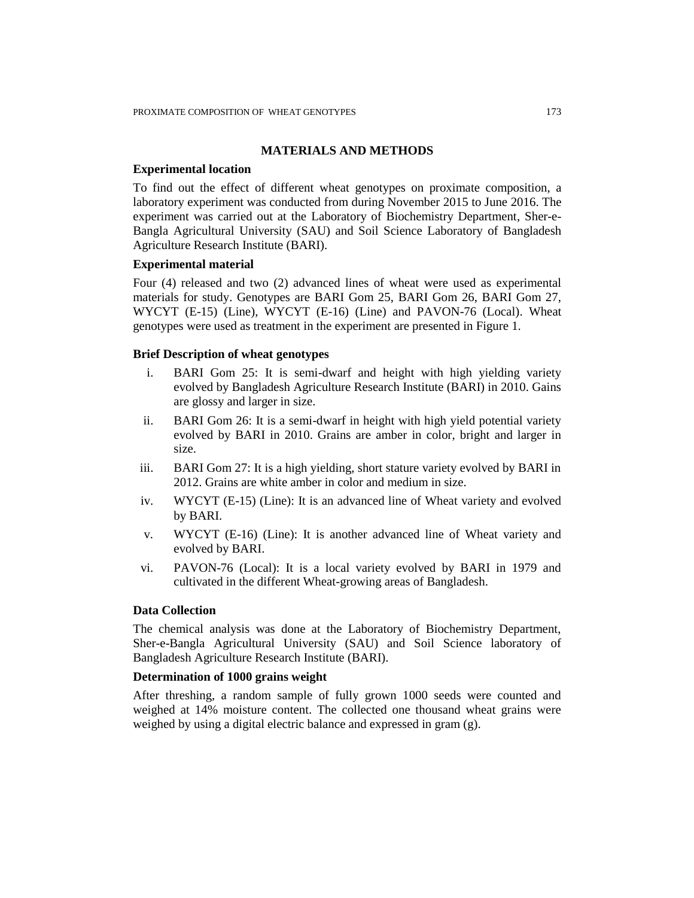## MATERIALS AND METHODS

### Experimental location

To find out the effect of different wheat genotypes on proximate composition, a laboratory experiment was conducted from during November 2015 to June 2016. The experiment was carried out at the Laboratory of Biochemistry Department, Sher-e-Bangla Agricultural University (SAU) and Soil Science Laboratory of Bangladesh Agriculture Research Institute (BARI).

### Experimental material

Four (4) released and two (2) advanced lines of wheat were used as experimental materials for study. Genotypes are BARI Gom 25, BARI Gom 26, BARI Gom 27, WYCYT (E-15) (Line), WYCYT (E-16) (Line) and PAVON-76 (Local). Wheat genotypes were used as treatment in the experiment are presented in Figure 1.

### Brief Description of wheat genotypes

i. BARI Gom 25: It is semi-dwarf and height with high yielding variety evolved by Bangladesh Agriculture Research Institute (BARI) in 2010. Gains are glossy and larger in size.

ii. BARI Gom 26: It is a semi-dwarf in height with high yield potential variety evolved by BARI in 2010. Grains are amber in color, bright and larger in size.

iii. BARI Gom 27: It is a high yielding, short stature variety evolved by BARI in 2012. Grains are white amber in color and medium in size.

iv. WYCYT (E-15) (Line): It is an advanced line of Wheat variety and evolved by BARI.

v. WYCYT (E-16) (Line): It is another advanced line of Wheat variety and evolved by BARI.

vi. PAVON-76 (Local): It is a local variety evolved by BARI in 1979 and cultivated in the different Wheat-growing areas of Bangladesh.

### Data Collection

The chemical analysis was done at the Laboratory of Biochemistry Department, Sher-e-Bangla Agricultural University (SAU) and Soil Science laboratory of Bangladesh Agriculture Research Institute (BARI).

### Determination of 1000 grains weight

After threshing, a random sample of fully grown 1000 seeds were counted and weighed at 14% moisture content. The collected one thousand wheat grains were weighed by using a digital electric balance and expressed in gram (g).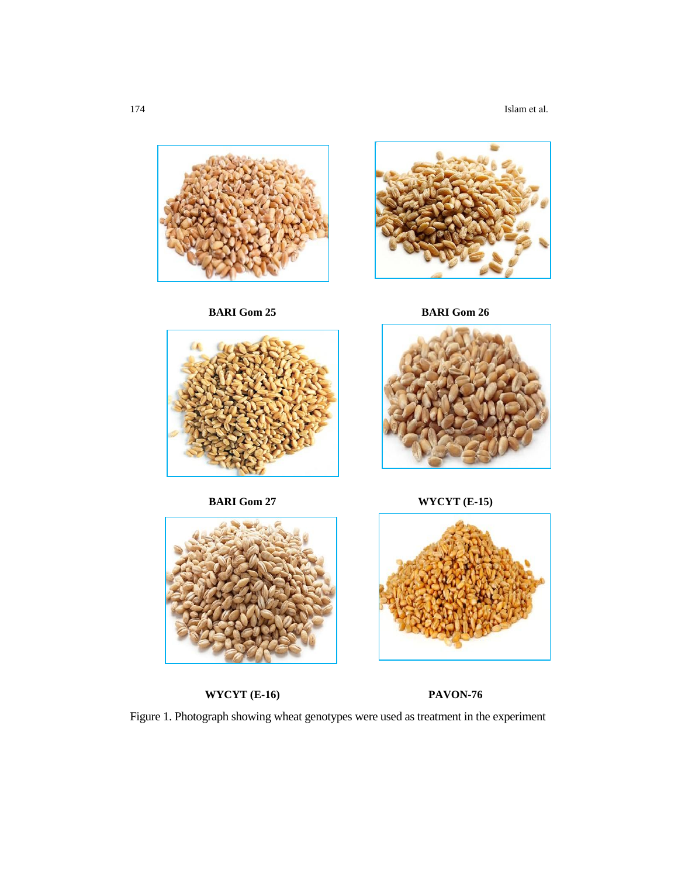BARI Gom 25

BARI Gom 26

BARI Gom 27

WYCYT (E-15)

WYCYT (E-16)

PAVON-76

Figure 1. Photograph showing wheat genotypes were used as treatment in the experiment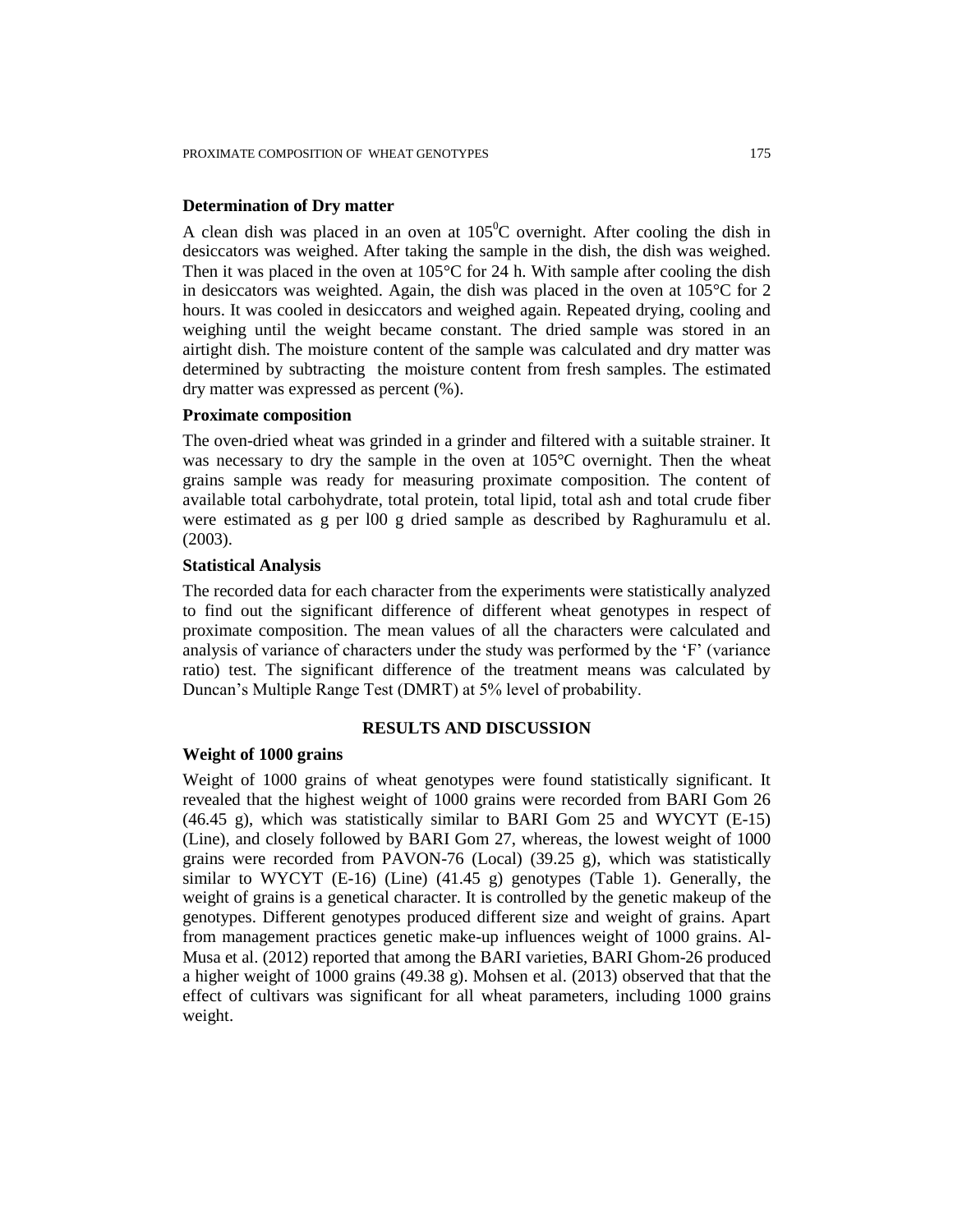### Determination of Dry matter

A clean dish was placed in an oven at $105^0$C overnight. After cooling the dish in desiccators was weighed. After taking the sample in the dish, the dish was weighed. Then it was placed in the oven at 105°C for 24 h. With sample after cooling the dish in desiccators was weighted. Again, the dish was placed in the oven at 105°C for 2 hours. It was cooled in desiccators and weighed again. Repeated drying, cooling and weighing until the weight became constant. The dried sample was stored in an airtight dish. The moisture content of the sample was calculated and dry matter was determined by subtracting the moisture content from fresh samples. The estimated dry matter was expressed as percent (%).

### Proximate composition

The oven-dried wheat was grinded in a grinder and filtered with a suitable strainer. It was necessary to dry the sample in the oven at 105°C overnight. Then the wheat grains sample was ready for measuring proximate composition. The content of available total carbohydrate, total protein, total lipid, total ash and total crude fiber were estimated as g per l00 g dried sample as described by Raghuramulu et al. (2003).

### Statistical Analysis

The recorded data for each character from the experiments were statistically analyzed to find out the significant difference of different wheat genotypes in respect of proximate composition. The mean values of all the characters were calculated and analysis of variance of characters under the study was performed by the 'F' (variance ratio) test. The significant difference of the treatment means was calculated by Duncan's Multiple Range Test (DMRT) at 5% level of probability.

## RESULTS AND DISCUSSION

### Weight of 1000 grains

Weight of 1000 grains of wheat genotypes were found statistically significant. It revealed that the highest weight of 1000 grains were recorded from BARI Gom 26 (46.45 g), which was statistically similar to BARI Gom 25 and WYCYT (E-15) (Line), and closely followed by BARI Gom 27, whereas, the lowest weight of 1000 grains were recorded from PAVON-76 (Local) (39.25 g), which was statistically similar to WYCYT (E-16) (Line) (41.45 g) genotypes (Table 1). Generally, the weight of grains is a genetical character. It is controlled by the genetic makeup of the genotypes. Different genotypes produced different size and weight of grains. Apart from management practices genetic make-up influences weight of 1000 grains. Al-Musa et al. (2012) reported that among the BARI varieties, BARI Ghom-26 produced a higher weight of 1000 grains (49.38 g). Mohsen et al. (2013) observed that that the effect of cultivars was significant for all wheat parameters, including 1000 grains weight.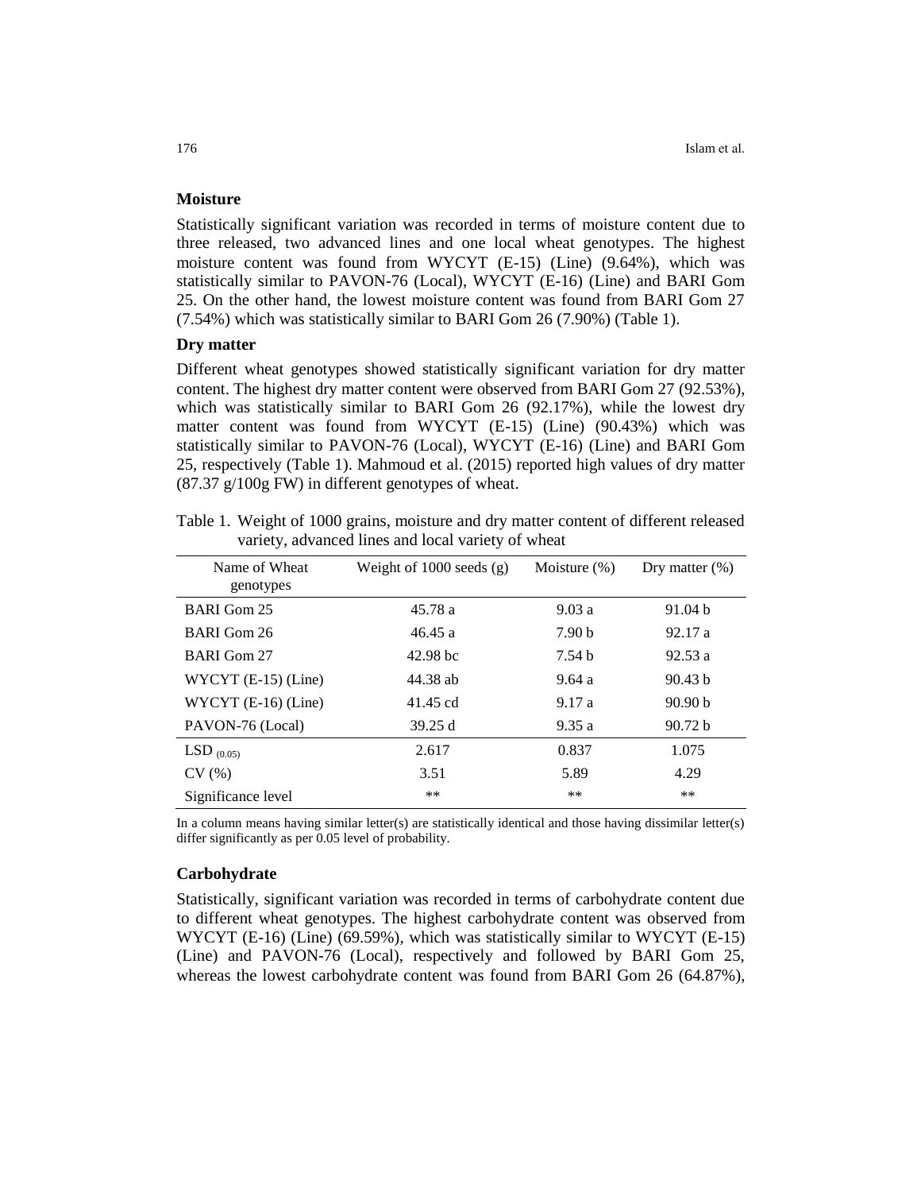### Moisture

Statistically significant variation was recorded in terms of moisture content due to three released, two advanced lines and one local wheat genotypes. The highest moisture content was found from WYCYT (E-15) (Line) (9.64%), which was statistically similar to PAVON-76 (Local), WYCYT (E-16) (Line) and BARI Gom 25. On the other hand, the lowest moisture content was found from BARI Gom 27 (7.54%) which was statistically similar to BARI Gom 26 (7.90%) (Table 1).

### Dry matter

Different wheat genotypes showed statistically significant variation for dry matter content. The highest dry matter content were observed from BARI Gom 27 (92.53%), which was statistically similar to BARI Gom 26 (92.17%), while the lowest dry matter content was found from WYCYT (E-15) (Line) (90.43%) which was statistically similar to PAVON-76 (Local), WYCYT (E-16) (Line) and BARI Gom 25, respectively (Table 1). Mahmoud et al. (2015) reported high values of dry matter (87.37 g/100g FW) in different genotypes of wheat.

Table 1. Weight of 1000 grains, moisture and dry matter content of different released variety, advanced lines and local variety of wheat

| Name of Wheat genotypes | Weight of 1000 seeds (g) | Moisture (%) | Dry matter (%) |
|---|---|---|---|
| BARI Gom 25 | 45.78 a | 9.03 a | 91.04 b |
| BARI Gom 26 | 46.45 a | 7.90 b | 92.17 a |
| BARI Gom 27 | 42.98 bc | 7.54 b | 92.53 a |
| WYCYT (E-15) (Line) | 44.38 ab | 9.64 a | 90.43 b |
| WYCYT (E-16) (Line) | 41.45 cd | 9.17 a | 90.90 b |
| PAVON-76 (Local) | 39.25 d | 9.35 a | 90.72 b |
| $LSD_{(0.05)}$ | 2.617 | 0.837 | 1.075 |
| CV (%) | 3.51 | 5.89 | 4.29 |
| Significance level | ** | ** | ** |

In a column means having similar letter(s) are statistically identical and those having dissimilar letter(s) differ significantly as per 0.05 level of probability.

### Carbohydrate

Statistically, significant variation was recorded in terms of carbohydrate content due to different wheat genotypes. The highest carbohydrate content was observed from WYCYT (E-16) (Line) (69.59%), which was statistically similar to WYCYT (E-15) (Line) and PAVON-76 (Local), respectively and followed by BARI Gom 25, whereas the lowest carbohydrate content was found from BARI Gom 26 (64.87%),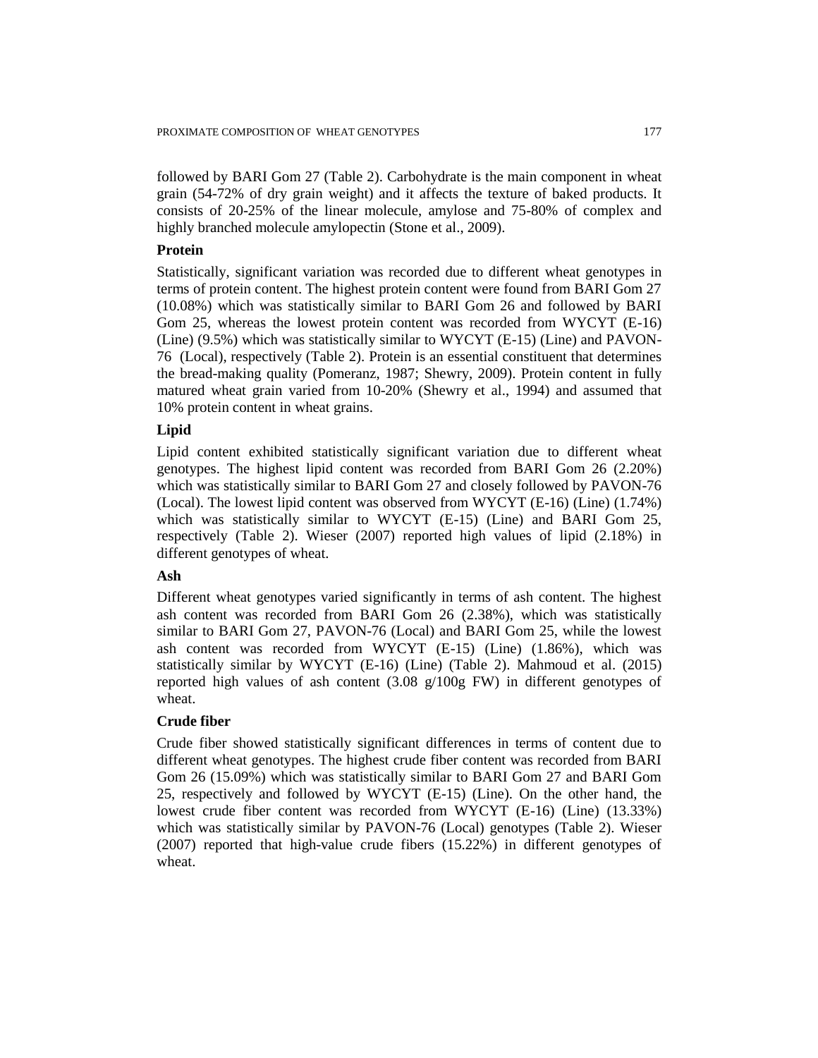followed by BARI Gom 27 (Table 2). Carbohydrate is the main component in wheat grain (54-72% of dry grain weight) and it affects the texture of baked products. It consists of 20-25% of the linear molecule, amylose and 75-80% of complex and highly branched molecule amylopectin (Stone et al., 2009).

**Protein**

Statistically, significant variation was recorded due to different wheat genotypes in terms of protein content. The highest protein content were found from BARI Gom 27 (10.08%) which was statistically similar to BARI Gom 26 and followed by BARI Gom 25, whereas the lowest protein content was recorded from WYCYT (E-16) (Line) (9.5%) which was statistically similar to WYCYT (E-15) (Line) and PAVON-76 (Local), respectively (Table 2). Protein is an essential constituent that determines the bread-making quality (Pomeranz, 1987; Shewry, 2009). Protein content in fully matured wheat grain varied from 10-20% (Shewry et al., 1994) and assumed that 10% protein content in wheat grains.

**Lipid**

Lipid content exhibited statistically significant variation due to different wheat genotypes. The highest lipid content was recorded from BARI Gom 26 (2.20%) which was statistically similar to BARI Gom 27 and closely followed by PAVON-76 (Local). The lowest lipid content was observed from WYCYT (E-16) (Line) (1.74%) which was statistically similar to WYCYT (E-15) (Line) and BARI Gom 25, respectively (Table 2). Wieser (2007) reported high values of lipid (2.18%) in different genotypes of wheat.

**Ash**

Different wheat genotypes varied significantly in terms of ash content. The highest ash content was recorded from BARI Gom 26 (2.38%), which was statistically similar to BARI Gom 27, PAVON-76 (Local) and BARI Gom 25, while the lowest ash content was recorded from WYCYT (E-15) (Line) (1.86%), which was statistically similar by WYCYT (E-16) (Line) (Table 2). Mahmoud et al. (2015) reported high values of ash content (3.08 g/100g FW) in different genotypes of wheat.

**Crude fiber**

Crude fiber showed statistically significant differences in terms of content due to different wheat genotypes. The highest crude fiber content was recorded from BARI Gom 26 (15.09%) which was statistically similar to BARI Gom 27 and BARI Gom 25, respectively and followed by WYCYT (E-15) (Line). On the other hand, the lowest crude fiber content was recorded from WYCYT (E-16) (Line) (13.33%) which was statistically similar by PAVON-76 (Local) genotypes (Table 2). Wieser (2007) reported that high-value crude fibers (15.22%) in different genotypes of wheat.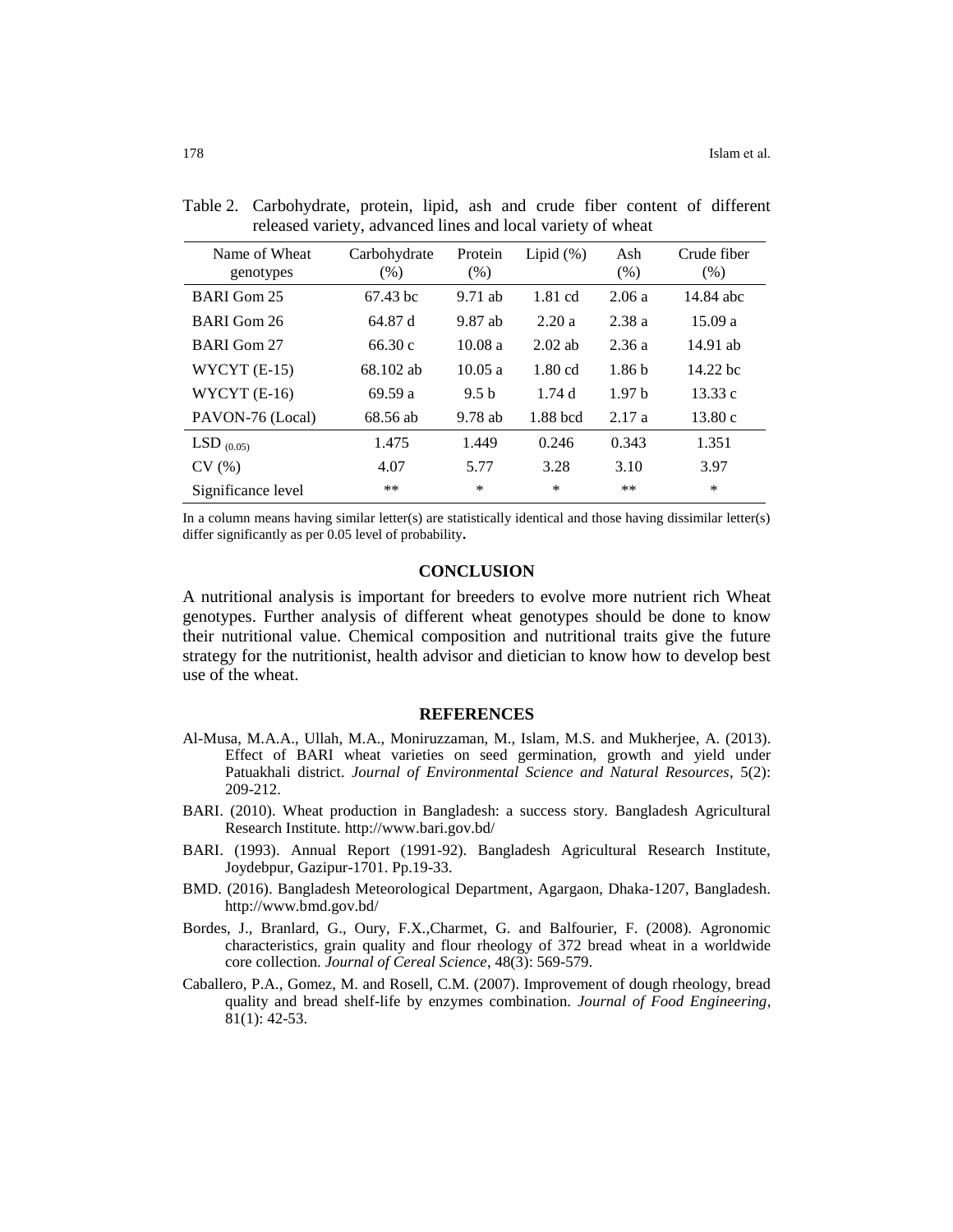Table 2. Carbohydrate, protein, lipid, ash and crude fiber content of different released variety, advanced lines and local variety of wheat

| Name of Wheat genotypes | Carbohydrate (%) | Protein (%) | Lipid (%) | Ash (%) | Crude fiber (%) |
|---|---|---|---|---|---|
| BARI Gom 25 | 67.43 bc | 9.71 ab | 1.81 cd | 2.06 a | 14.84 abc |
| BARI Gom 26 | 64.87 d | 9.87 ab | 2.20 a | 2.38 a | 15.09 a |
| BARI Gom 27 | 66.30 c | 10.08 a | 2.02 ab | 2.36 a | 14.91 ab |
| WYCYT (E-15) | 68.102 ab | 10.05 a | 1.80 cd | 1.86 b | 14.22 bc |
| WYCYT (E-16) | 69.59 a | 9.5 b | 1.74 d | 1.97 b | 13.33 c |
| PAVON-76 (Local) | 68.56 ab | 9.78 ab | 1.88 bcd | 2.17 a | 13.80 c |
| $LSD_{(0.05)}$ | 1.475 | 1.449 | 0.246 | 0.343 | 1.351 |
| CV (%) | 4.07 | 5.77 | 3.28 | 3.10 | 3.97 |
| Significance level | ** | * | * | ** | * |

In a column means having similar letter(s) are statistically identical and those having dissimilar letter(s) differ significantly as per 0.05 level of probability**.**

## CONCLUSION

A nutritional analysis is important for breeders to evolve more nutrient rich Wheat genotypes. Further analysis of different wheat genotypes should be done to know their nutritional value. Chemical composition and nutritional traits give the future strategy for the nutritionist, health advisor and dietician to know how to develop best use of the wheat.

## REFERENCES

Al-Musa, M.A.A., Ullah, M.A., Moniruzzaman, M., Islam, M.S. and Mukherjee, A. (2013). Effect of BARI wheat varieties on seed germination, growth and yield under Patuakhali district. *Journal of Environmental Science and Natural Resources*, 5(2): 209-212.

BARI. (2010). Wheat production in Bangladesh: a success story. Bangladesh Agricultural Research Institute. http://www.bari.gov.bd/

BARI. (1993). Annual Report (1991-92). Bangladesh Agricultural Research Institute, Joydebpur, Gazipur-1701. Pp.19-33.

BMD. (2016). Bangladesh Meteorological Department, Agargaon, Dhaka-1207, Bangladesh. http://www.bmd.gov.bd/

Bordes, J., Branlard, G., Oury, F.X.,Charmet, G. and Balfourier, F. (2008). Agronomic characteristics, grain quality and flour rheology of 372 bread wheat in a worldwide core collection. *Journal of Cereal Science*, 48(3): 569-579.

Caballero, P.A., Gomez, M. and Rosell, C.M. (2007). Improvement of dough rheology, bread quality and bread shelf-life by enzymes combination. *Journal of Food Engineering*, 81(1): 42-53.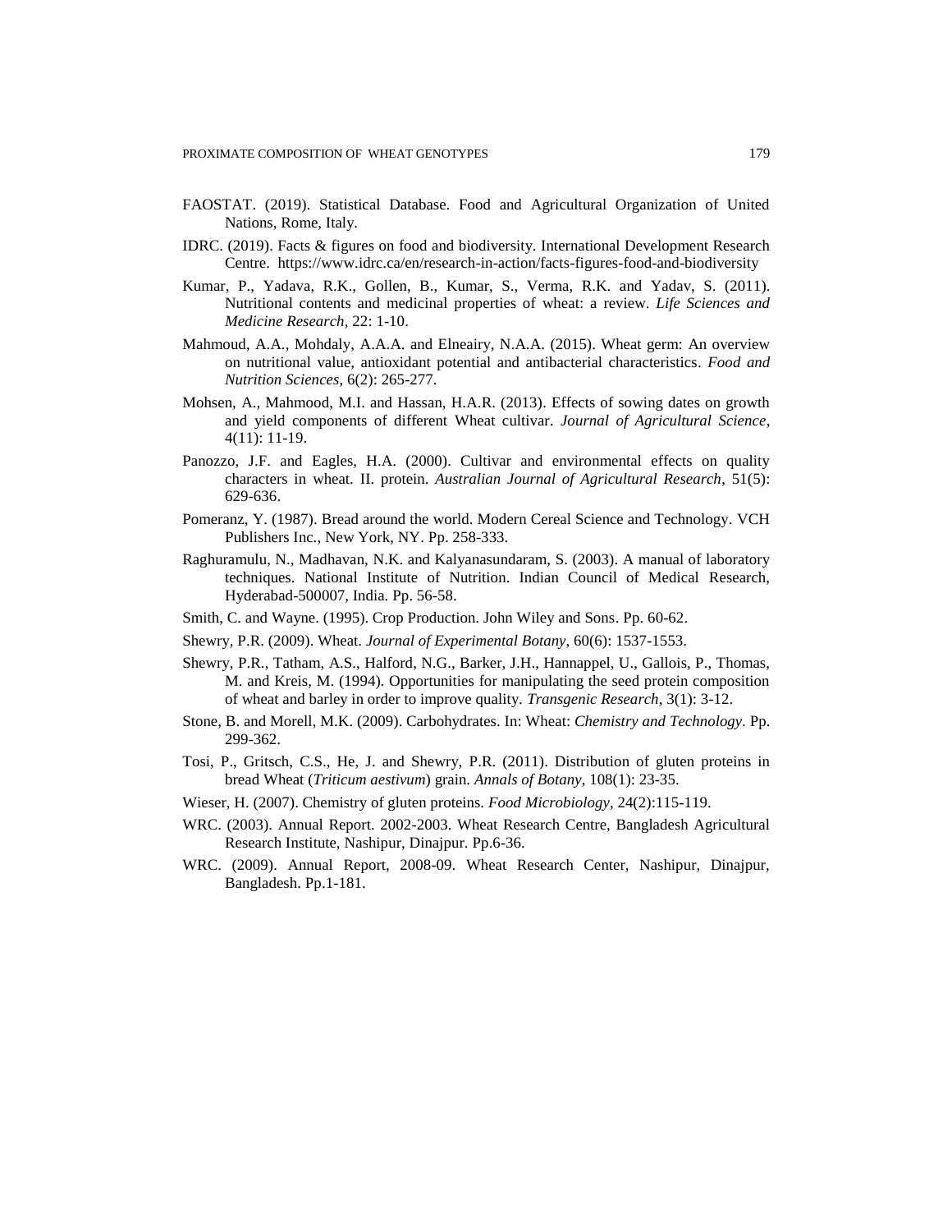FAOSTAT. (2019). Statistical Database. Food and Agricultural Organization of United Nations, Rome, Italy.

IDRC. (2019). Facts & figures on food and biodiversity. International Development Research Centre. https://www.idrc.ca/en/research-in-action/facts-figures-food-and-biodiversity

Kumar, P., Yadava, R.K., Gollen, B., Kumar, S., Verma, R.K. and Yadav, S. (2011). Nutritional contents and medicinal properties of wheat: a review. *Life Sciences and Medicine Research*, 22: 1-10.

Mahmoud, A.A., Mohdaly, A.A.A. and Elneairy, N.A.A. (2015). Wheat germ: An overview on nutritional value, antioxidant potential and antibacterial characteristics. *Food and Nutrition Sciences*, 6(2): 265-277.

Mohsen, A., Mahmood, M.I. and Hassan, H.A.R. (2013). Effects of sowing dates on growth and yield components of different Wheat cultivar. *Journal of Agricultural Science*, 4(11): 11-19.

Panozzo, J.F. and Eagles, H.A. (2000). Cultivar and environmental effects on quality characters in wheat. II. protein. *Australian Journal of Agricultural Research*, 51(5): 629-636.

Pomeranz, Y. (1987). Bread around the world. Modern Cereal Science and Technology. VCH Publishers Inc., New York, NY. Pp. 258-333.

Raghuramulu, N., Madhavan, N.K. and Kalyanasundaram, S. (2003). A manual of laboratory techniques. National Institute of Nutrition. Indian Council of Medical Research, Hyderabad-500007, India. Pp. 56-58.

Smith, C. and Wayne. (1995). Crop Production. John Wiley and Sons. Pp. 60-62.

Shewry, P.R. (2009). Wheat. *Journal of Experimental Botany*, 60(6): 1537-1553.

Shewry, P.R., Tatham, A.S., Halford, N.G., Barker, J.H., Hannappel, U., Gallois, P., Thomas, M. and Kreis, M. (1994). Opportunities for manipulating the seed protein composition of wheat and barley in order to improve quality. *Transgenic Research*, 3(1): 3-12.

Stone, B. and Morell, M.K. (2009). Carbohydrates. In: Wheat: *Chemistry and Technology*. Pp. 299-362.

Tosi, P., Gritsch, C.S., He, J. and Shewry, P.R. (2011). Distribution of gluten proteins in bread Wheat (*Triticum aestivum*) grain. *Annals of Botany*, 108(1): 23-35.

Wieser, H. (2007). Chemistry of gluten proteins. *Food Microbiology*, 24(2):115-119.

WRC. (2003). Annual Report. 2002-2003. Wheat Research Centre, Bangladesh Agricultural Research Institute, Nashipur, Dinajpur. Pp.6-36.

WRC. (2009). Annual Report, 2008-09. Wheat Research Center, Nashipur, Dinajpur, Bangladesh. Pp.1-181.